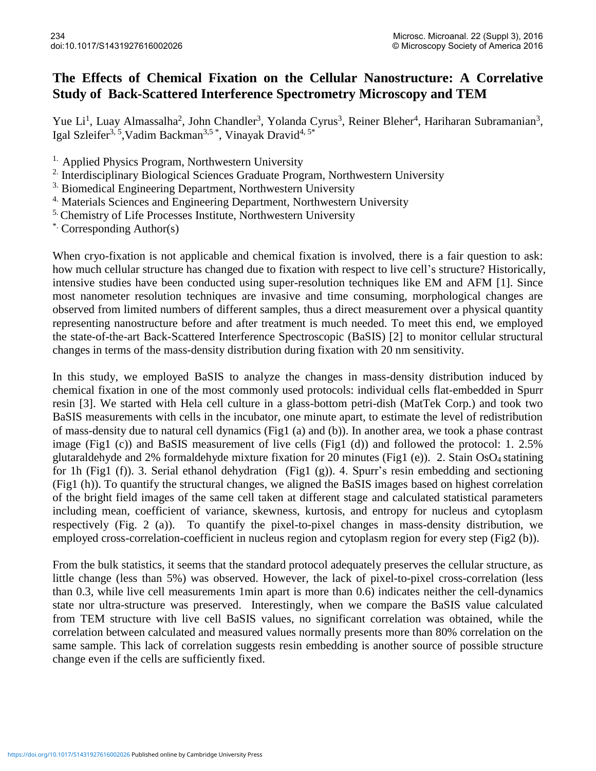# The Effects of Chemical Fixation on the Cellular Nanostructure: A Correlative Study of Back-Scattered Interference Spectrometry Microscopy and TEM

Yue Li[1], Luay Almassalha[2], John Chandler[3], Yolanda Cyrus[3], Reiner Bleher[4], Hariharan Subramanian[3], Igal Szleifer[3, 5], Vadim Backman[3,5 *], Vinayak Dravid[4, 5*]

[1.] Applied Physics Program, Northwestern University

[2.] Interdisciplinary Biological Sciences Graduate Program, Northwestern University

[3.] Biomedical Engineering Department, Northwestern University

[4.] Materials Sciences and Engineering Department, Northwestern University

[5.] Chemistry of Life Processes Institute, Northwestern University

[*.] Corresponding Author(s)

When cryo-fixation is not applicable and chemical fixation is involved, there is a fair question to ask: how much cellular structure has changed due to fixation with respect to live cell's structure? Historically, intensive studies have been conducted using super-resolution techniques like EM and AFM [1]. Since most nanometer resolution techniques are invasive and time consuming, morphological changes are observed from limited numbers of different samples, thus a direct measurement over a physical quantity representing nanostructure before and after treatment is much needed. To meet this end, we employed the state-of-the-art Back-Scattered Interference Spectroscopic (BaSIS) [2] to monitor cellular structural changes in terms of the mass-density distribution during fixation with 20 nm sensitivity.

In this study, we employed BaSIS to analyze the changes in mass-density distribution induced by chemical fixation in one of the most commonly used protocols: individual cells flat-embedded in Spurr resin [3]. We started with Hela cell culture in a glass-bottom petri-dish (MatTek Corp.) and took two BaSIS measurements with cells in the incubator, one minute apart, to estimate the level of redistribution of mass-density due to natural cell dynamics (Fig1 (a) and (b)). In another area, we took a phase contrast image (Fig1 (c)) and BaSIS measurement of live cells (Fig1 (d)) and followed the protocol: 1. 2.5% glutaraldehyde and 2% formaldehyde mixture fixation for 20 minutes (Fig1 (e)). 2. Stain $OsO_4$ statining for 1h (Fig1 (f)). 3. Serial ethanol dehydration (Fig1 (g)). 4. Spurr's resin embedding and sectioning (Fig1 (h)). To quantify the structural changes, we aligned the BaSIS images based on highest correlation of the bright field images of the same cell taken at different stage and calculated statistical parameters including mean, coefficient of variance, skewness, kurtosis, and entropy for nucleus and cytoplasm respectively (Fig. 2 (a)). To quantify the pixel-to-pixel changes in mass-density distribution, we employed cross-correlation-coefficient in nucleus region and cytoplasm region for every step (Fig2 (b)).

From the bulk statistics, it seems that the standard protocol adequately preserves the cellular structure, as little change (less than 5%) was observed. However, the lack of pixel-to-pixel cross-correlation (less than 0.3, while live cell measurements 1min apart is more than 0.6) indicates neither the cell-dynamics state nor ultra-structure was preserved. Interestingly, when we compare the BaSIS value calculated from TEM structure with live cell BaSIS values, no significant correlation was obtained, while the correlation between calculated and measured values normally presents more than 80% correlation on the same sample. This lack of correlation suggests resin embedding is another source of possible structure change even if the cells are sufficiently fixed.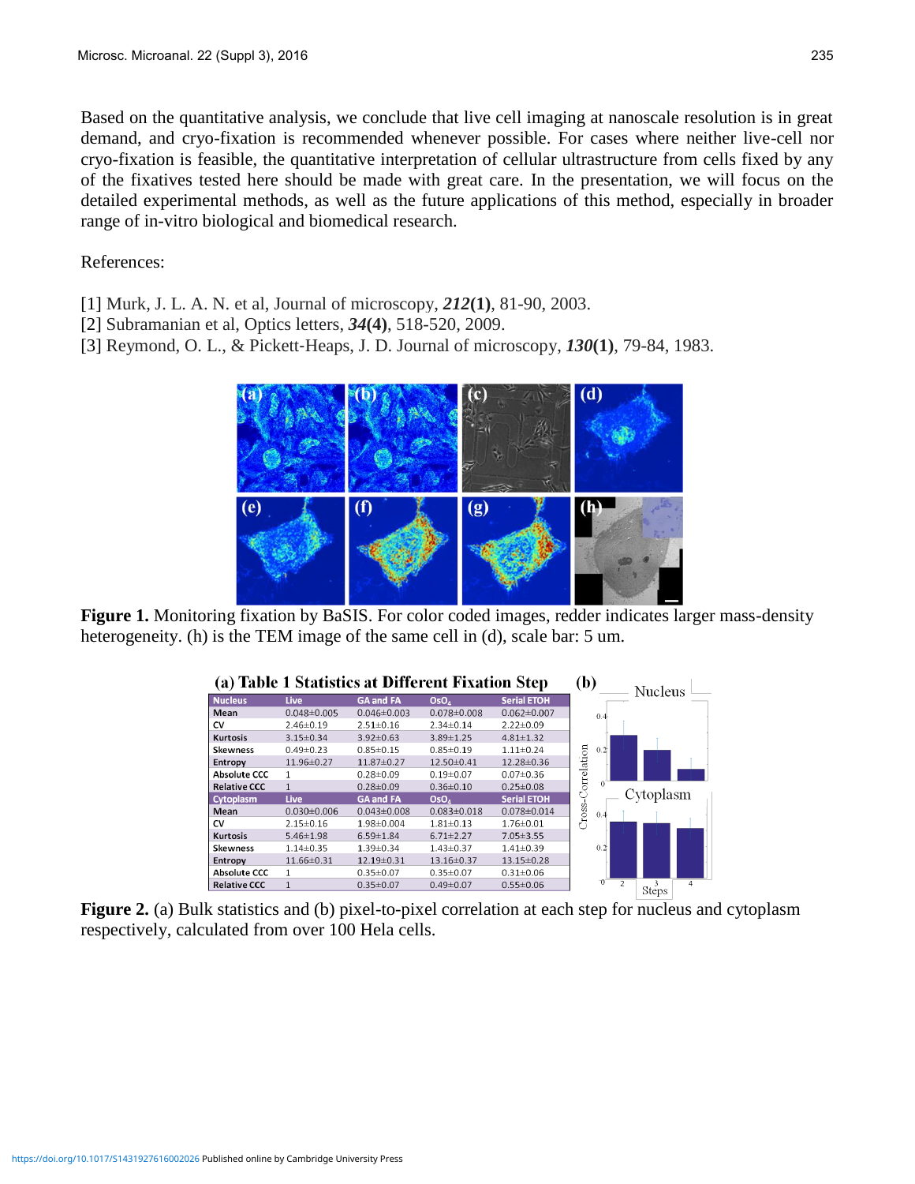Based on the quantitative analysis, we conclude that live cell imaging at nanoscale resolution is in great demand, and cryo-fixation is recommended whenever possible. For cases where neither live-cell nor cryo-fixation is feasible, the quantitative interpretation of cellular ultrastructure from cells fixed by any of the fixatives tested here should be made with great care. In the presentation, we will focus on the detailed experimental methods, as well as the future applications of this method, especially in broader range of in-vitro biological and biomedical research.

References:

[1] Murk, J. L. A. N. et al, Journal of microscopy, ***212*(1)**, 81-90, 2003.
[2] Subramanian et al, Optics letters, ***34*(4)**, 518-520, 2009.
[3] Reymond, O. L., & Pickett-Heaps, J. D. Journal of microscopy, ***130*(1)**, 79-84, 1983.

(a) (b) (c) (d) (e) (f) (g) (h)

**Figure 1.** Monitoring fixation by BaSIS. For color coded images, redder indicates larger mass-density heterogeneity. (h) is the TEM image of the same cell in (d), scale bar: 5 um.

**(a) Table 1 Statistics at Different Fixation Step**

| Nucleus | Live | GA and FA | $OsO_4$ | Serial ETOH |
|---|---|---|---|---|
| Mean | 0.048±0.005 | 0.046±0.003 | 0.078±0.008 | 0.062±0.007 |
| CV | 2.46±0.19 | 2.51±0.16 | 2.34±0.14 | 2.22±0.09 |
| Kurtosis | 3.15±0.34 | 3.92±0.63 | 3.89±1.25 | 4.81±1.32 |
| Skewness | 0.49±0.23 | 0.85±0.15 | 0.85±0.19 | 1.11±0.24 |
| Entropy | 11.96±0.27 | 11.87±0.27 | 12.50±0.41 | 12.28±0.36 |
| Absolute CCC | 1 | 0.28±0.09 | 0.19±0.07 | 0.07±0.36 |
| Relative CCC | 1 | 0.28±0.09 | 0.36±0.10 | 0.25±0.08 |
| **Cytoplasm** | **Live** | **GA and FA** | **$OsO_4$** | **Serial ETOH** |
| Mean | 0.030±0.006 | 0.043±0.008 | 0.083±0.018 | 0.078±0.014 |
| CV | 2.15±0.16 | 1.98±0.004 | 1.81±0.13 | 1.76±0.01 |
| Kurtosis | 5.46±1.98 | 6.59±1.84 | 6.71±2.27 | 7.05±3.55 |
| Skewness | 1.14±0.35 | 1.39±0.34 | 1.43±0.37 | 1.41±0.39 |
| Entropy | 11.66±0.31 | 12.19±0.31 | 13.16±0.37 | 13.15±0.28 |
| Absolute CCC | 1 | 0.35±0.07 | 0.35±0.07 | 0.31±0.06 |
| Relative CCC | 1 | 0.35±0.07 | 0.49±0.07 | 0.55±0.06 |

(b)

Nucleus

Cytoplasm

Cross-Correlation

0.4
0.2
0

Steps
2 3 4

**Figure 2.** (a) Bulk statistics and (b) pixel-to-pixel correlation at each step for nucleus and cytoplasm respectively, calculated from over 100 Hela cells.